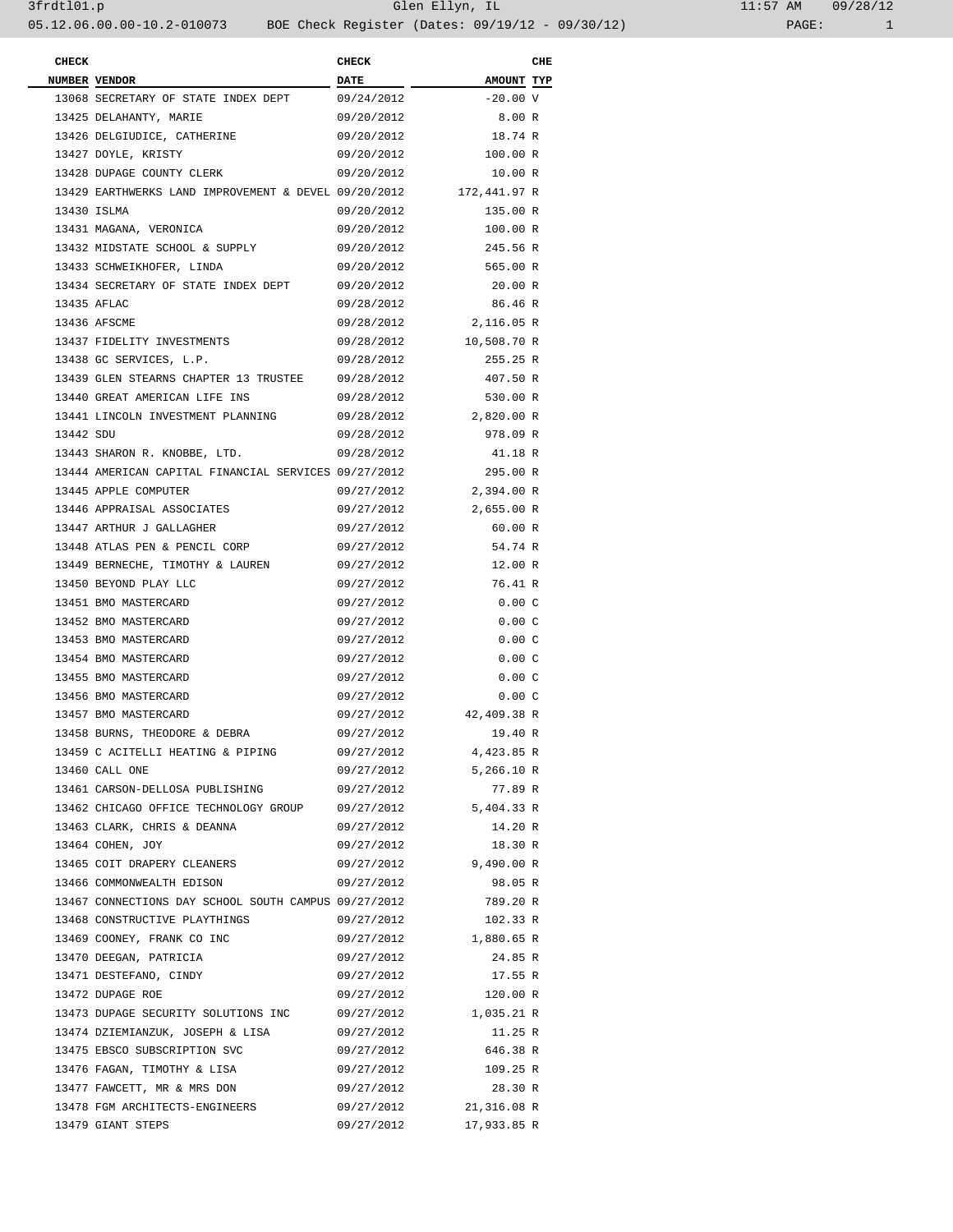05.12.06.00.00-10.2-010073 BOE Check Register (Dates: 09/19/12 - 09/30/12)

| CHECK NUMBER | VENDOR | CHECK DATE | AMOUNT | CHE TYP |
|---|---|---|---|---|
| 13068 | SECRETARY OF STATE INDEX DEPT | 09/24/2012 | -20.00 | V |
| 13425 | DELAHANTY, MARIE | 09/20/2012 | 8.00 | R |
| 13426 | DELGIUDICE, CATHERINE | 09/20/2012 | 18.74 | R |
| 13427 | DOYLE, KRISTY | 09/20/2012 | 100.00 | R |
| 13428 | DUPAGE COUNTY CLERK | 09/20/2012 | 10.00 | R |
| 13429 | EARTHWERKS LAND IMPROVEMENT & DEVEL | 09/20/2012 | 172,441.97 | R |
| 13430 | ISLMA | 09/20/2012 | 135.00 | R |
| 13431 | MAGANA, VERONICA | 09/20/2012 | 100.00 | R |
| 13432 | MIDSTATE SCHOOL & SUPPLY | 09/20/2012 | 245.56 | R |
| 13433 | SCHWEIKHOFER, LINDA | 09/20/2012 | 565.00 | R |
| 13434 | SECRETARY OF STATE INDEX DEPT | 09/20/2012 | 20.00 | R |
| 13435 | AFLAC | 09/28/2012 | 86.46 | R |
| 13436 | AFSCME | 09/28/2012 | 2,116.05 | R |
| 13437 | FIDELITY INVESTMENTS | 09/28/2012 | 10,508.70 | R |
| 13438 | GC SERVICES, L.P. | 09/28/2012 | 255.25 | R |
| 13439 | GLEN STEARNS CHAPTER 13 TRUSTEE | 09/28/2012 | 407.50 | R |
| 13440 | GREAT AMERICAN LIFE INS | 09/28/2012 | 530.00 | R |
| 13441 | LINCOLN INVESTMENT PLANNING | 09/28/2012 | 2,820.00 | R |
| 13442 | SDU | 09/28/2012 | 978.09 | R |
| 13443 | SHARON R. KNOBBE, LTD. | 09/28/2012 | 41.18 | R |
| 13444 | AMERICAN CAPITAL FINANCIAL SERVICES | 09/27/2012 | 295.00 | R |
| 13445 | APPLE COMPUTER | 09/27/2012 | 2,394.00 | R |
| 13446 | APPRAISAL ASSOCIATES | 09/27/2012 | 2,655.00 | R |
| 13447 | ARTHUR J GALLAGHER | 09/27/2012 | 60.00 | R |
| 13448 | ATLAS PEN & PENCIL CORP | 09/27/2012 | 54.74 | R |
| 13449 | BERNECHE, TIMOTHY & LAUREN | 09/27/2012 | 12.00 | R |
| 13450 | BEYOND PLAY LLC | 09/27/2012 | 76.41 | R |
| 13451 | BMO MASTERCARD | 09/27/2012 | 0.00 | C |
| 13452 | BMO MASTERCARD | 09/27/2012 | 0.00 | C |
| 13453 | BMO MASTERCARD | 09/27/2012 | 0.00 | C |
| 13454 | BMO MASTERCARD | 09/27/2012 | 0.00 | C |
| 13455 | BMO MASTERCARD | 09/27/2012 | 0.00 | C |
| 13456 | BMO MASTERCARD | 09/27/2012 | 0.00 | C |
| 13457 | BMO MASTERCARD | 09/27/2012 | 42,409.38 | R |
| 13458 | BURNS, THEODORE & DEBRA | 09/27/2012 | 19.40 | R |
| 13459 | C ACITELLI HEATING & PIPING | 09/27/2012 | 4,423.85 | R |
| 13460 | CALL ONE | 09/27/2012 | 5,266.10 | R |
| 13461 | CARSON-DELLOSA PUBLISHING | 09/27/2012 | 77.89 | R |
| 13462 | CHICAGO OFFICE TECHNOLOGY GROUP | 09/27/2012 | 5,404.33 | R |
| 13463 | CLARK, CHRIS & DEANNA | 09/27/2012 | 14.20 | R |
| 13464 | COHEN, JOY | 09/27/2012 | 18.30 | R |
| 13465 | COIT DRAPERY CLEANERS | 09/27/2012 | 9,490.00 | R |
| 13466 | COMMONWEALTH EDISON | 09/27/2012 | 98.05 | R |
| 13467 | CONNECTIONS DAY SCHOOL SOUTH CAMPUS | 09/27/2012 | 789.20 | R |
| 13468 | CONSTRUCTIVE PLAYTHINGS | 09/27/2012 | 102.33 | R |
| 13469 | COONEY, FRANK CO INC | 09/27/2012 | 1,880.65 | R |
| 13470 | DEEGAN, PATRICIA | 09/27/2012 | 24.85 | R |
| 13471 | DESTEFANO, CINDY | 09/27/2012 | 17.55 | R |
| 13472 | DUPAGE ROE | 09/27/2012 | 120.00 | R |
| 13473 | DUPAGE SECURITY SOLUTIONS INC | 09/27/2012 | 1,035.21 | R |
| 13474 | DZIEMIANZUK, JOSEPH & LISA | 09/27/2012 | 11.25 | R |
| 13475 | EBSCO SUBSCRIPTION SVC | 09/27/2012 | 646.38 | R |
| 13476 | FAGAN, TIMOTHY & LISA | 09/27/2012 | 109.25 | R |
| 13477 | FAWCETT, MR & MRS DON | 09/27/2012 | 28.30 | R |
| 13478 | FGM ARCHITECTS-ENGINEERS | 09/27/2012 | 21,316.08 | R |
| 13479 | GIANT STEPS | 09/27/2012 | 17,933.85 | R |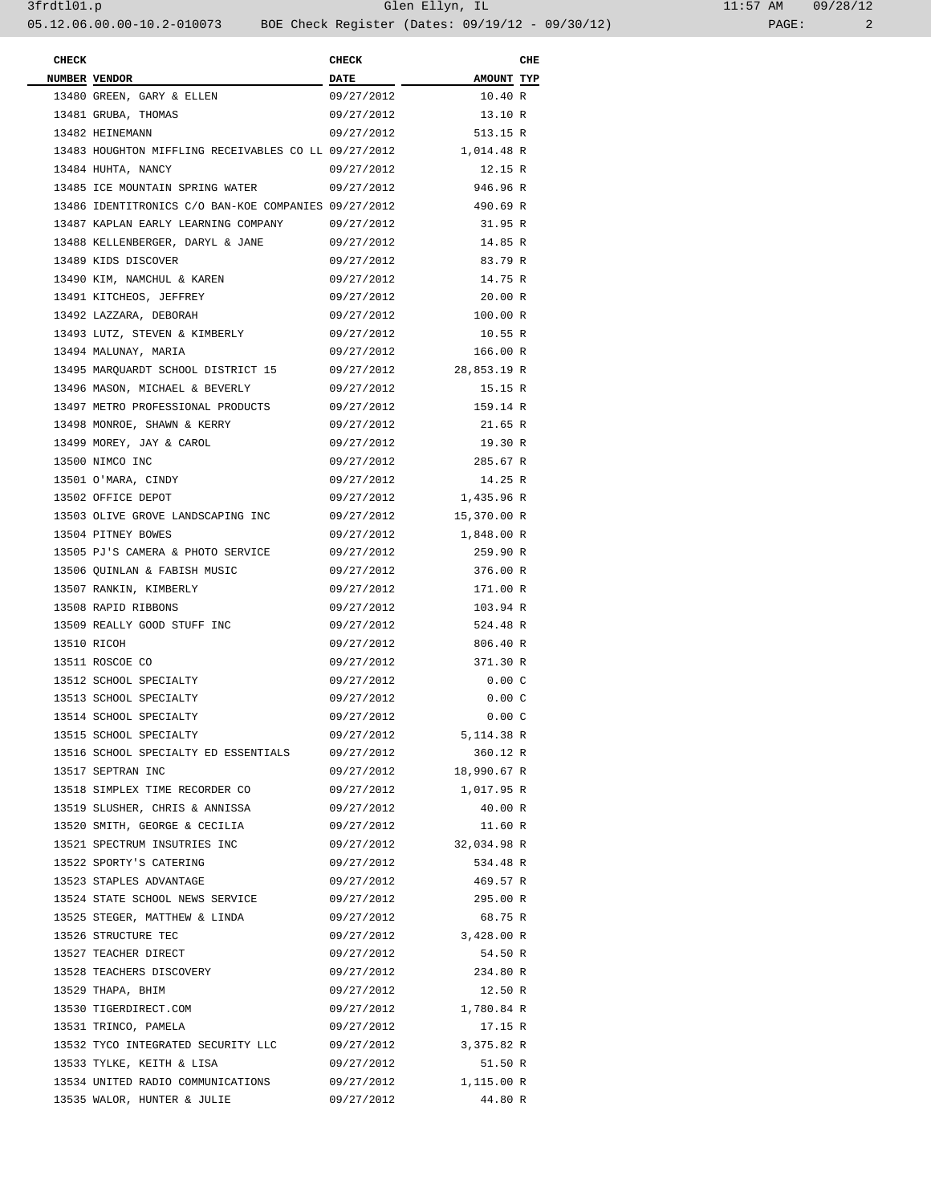| CHECK NUMBER | VENDOR | CHECK DATE | AMOUNT | CHE TYP |
|---|---|---|---|---|
| 13480 | GREEN, GARY & ELLEN | 09/27/2012 | 10.40 | R |
| 13481 | GRUBA, THOMAS | 09/27/2012 | 13.10 | R |
| 13482 | HEINEMANN | 09/27/2012 | 513.15 | R |
| 13483 | HOUGHTON MIFFLING RECEIVABLES CO LL | 09/27/2012 | 1,014.48 | R |
| 13484 | HUHTA, NANCY | 09/27/2012 | 12.15 | R |
| 13485 | ICE MOUNTAIN SPRING WATER | 09/27/2012 | 946.96 | R |
| 13486 | IDENTITRONICS C/O BAN-KOE COMPANIES | 09/27/2012 | 490.69 | R |
| 13487 | KAPLAN EARLY LEARNING COMPANY | 09/27/2012 | 31.95 | R |
| 13488 | KELLENBERGER, DARYL & JANE | 09/27/2012 | 14.85 | R |
| 13489 | KIDS DISCOVER | 09/27/2012 | 83.79 | R |
| 13490 | KIM, NAMCHUL & KAREN | 09/27/2012 | 14.75 | R |
| 13491 | KITCHEOS, JEFFREY | 09/27/2012 | 20.00 | R |
| 13492 | LAZZARA, DEBORAH | 09/27/2012 | 100.00 | R |
| 13493 | LUTZ, STEVEN & KIMBERLY | 09/27/2012 | 10.55 | R |
| 13494 | MALUNAY, MARIA | 09/27/2012 | 166.00 | R |
| 13495 | MARQUARDT SCHOOL DISTRICT 15 | 09/27/2012 | 28,853.19 | R |
| 13496 | MASON, MICHAEL & BEVERLY | 09/27/2012 | 15.15 | R |
| 13497 | METRO PROFESSIONAL PRODUCTS | 09/27/2012 | 159.14 | R |
| 13498 | MONROE, SHAWN & KERRY | 09/27/2012 | 21.65 | R |
| 13499 | MOREY, JAY & CAROL | 09/27/2012 | 19.30 | R |
| 13500 | NIMCO INC | 09/27/2012 | 285.67 | R |
| 13501 | O'MARA, CINDY | 09/27/2012 | 14.25 | R |
| 13502 | OFFICE DEPOT | 09/27/2012 | 1,435.96 | R |
| 13503 | OLIVE GROVE LANDSCAPING INC | 09/27/2012 | 15,370.00 | R |
| 13504 | PITNEY BOWES | 09/27/2012 | 1,848.00 | R |
| 13505 | PJ'S CAMERA & PHOTO SERVICE | 09/27/2012 | 259.90 | R |
| 13506 | QUINLAN & FABISH MUSIC | 09/27/2012 | 376.00 | R |
| 13507 | RANKIN, KIMBERLY | 09/27/2012 | 171.00 | R |
| 13508 | RAPID RIBBONS | 09/27/2012 | 103.94 | R |
| 13509 | REALLY GOOD STUFF INC | 09/27/2012 | 524.48 | R |
| 13510 | RICOH | 09/27/2012 | 806.40 | R |
| 13511 | ROSCOE CO | 09/27/2012 | 371.30 | R |
| 13512 | SCHOOL SPECIALTY | 09/27/2012 | 0.00 | C |
| 13513 | SCHOOL SPECIALTY | 09/27/2012 | 0.00 | C |
| 13514 | SCHOOL SPECIALTY | 09/27/2012 | 0.00 | C |
| 13515 | SCHOOL SPECIALTY | 09/27/2012 | 5,114.38 | R |
| 13516 | SCHOOL SPECIALTY ED ESSENTIALS | 09/27/2012 | 360.12 | R |
| 13517 | SEPTRAN INC | 09/27/2012 | 18,990.67 | R |
| 13518 | SIMPLEX TIME RECORDER CO | 09/27/2012 | 1,017.95 | R |
| 13519 | SLUSHER, CHRIS & ANNISSA | 09/27/2012 | 40.00 | R |
| 13520 | SMITH, GEORGE & CECILIA | 09/27/2012 | 11.60 | R |
| 13521 | SPECTRUM INSUTRIES INC | 09/27/2012 | 32,034.98 | R |
| 13522 | SPORTY'S CATERING | 09/27/2012 | 534.48 | R |
| 13523 | STAPLES ADVANTAGE | 09/27/2012 | 469.57 | R |
| 13524 | STATE SCHOOL NEWS SERVICE | 09/27/2012 | 295.00 | R |
| 13525 | STEGER, MATTHEW & LINDA | 09/27/2012 | 68.75 | R |
| 13526 | STRUCTURE TEC | 09/27/2012 | 3,428.00 | R |
| 13527 | TEACHER DIRECT | 09/27/2012 | 54.50 | R |
| 13528 | TEACHERS DISCOVERY | 09/27/2012 | 234.80 | R |
| 13529 | THAPA, BHIM | 09/27/2012 | 12.50 | R |
| 13530 | TIGERDIRECT.COM | 09/27/2012 | 1,780.84 | R |
| 13531 | TRINCO, PAMELA | 09/27/2012 | 17.15 | R |
| 13532 | TYCO INTEGRATED SECURITY LLC | 09/27/2012 | 3,375.82 | R |
| 13533 | TYLKE, KEITH & LISA | 09/27/2012 | 51.50 | R |
| 13534 | UNITED RADIO COMMUNICATIONS | 09/27/2012 | 1,115.00 | R |
| 13535 | WALOR, HUNTER & JULIE | 09/27/2012 | 44.80 | R |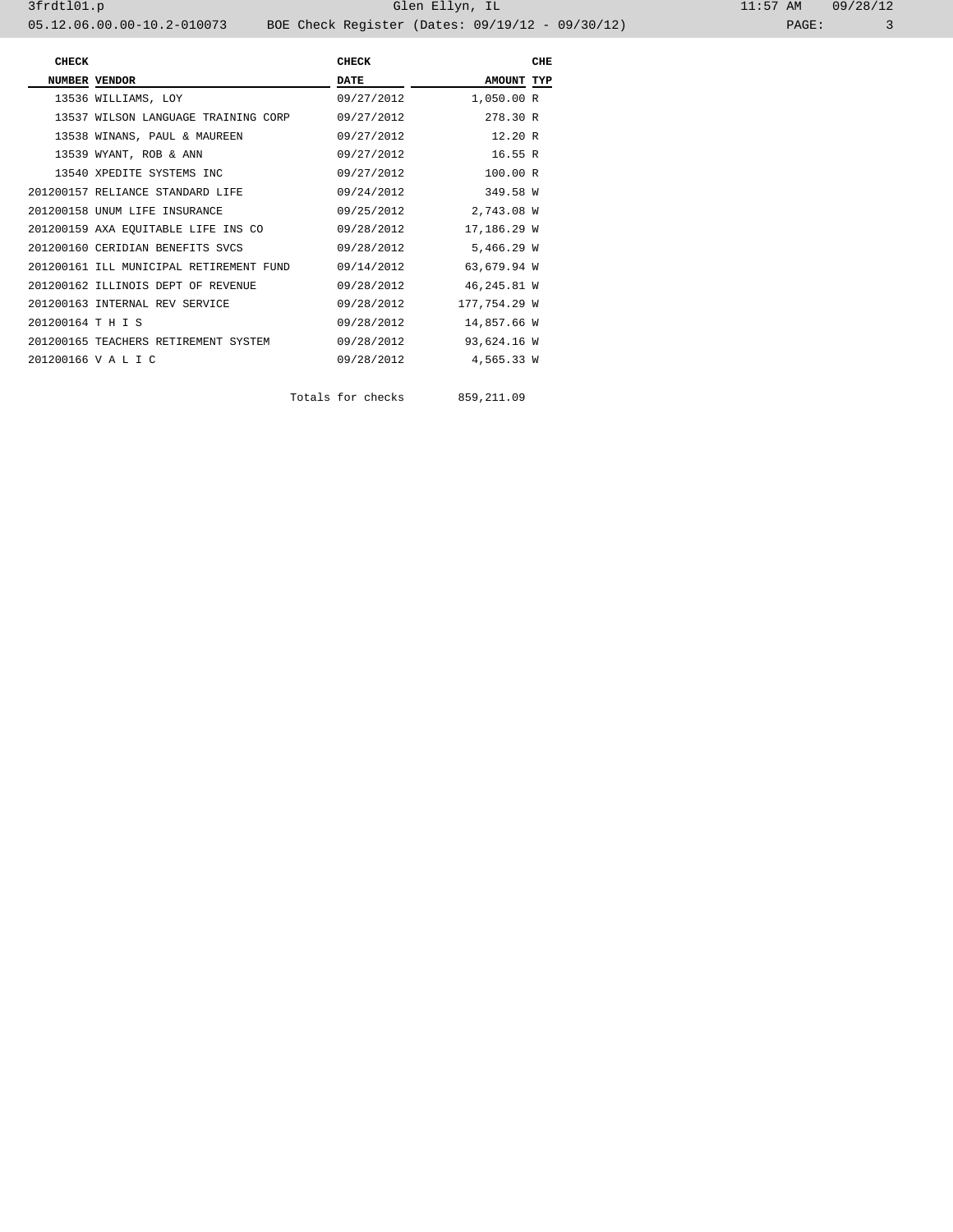| CHECK NUMBER | VENDOR | CHECK DATE | AMOUNT | CHE TYP |
|---|---|---|---|---|
| 13536 | WILLIAMS, LOY | 09/27/2012 | 1,050.00 | R |
| 13537 | WILSON LANGUAGE TRAINING CORP | 09/27/2012 | 278.30 | R |
| 13538 | WINANS, PAUL & MAUREEN | 09/27/2012 | 12.20 | R |
| 13539 | WYANT, ROB & ANN | 09/27/2012 | 16.55 | R |
| 13540 | XPEDITE SYSTEMS INC | 09/27/2012 | 100.00 | R |
| 201200157 | RELIANCE STANDARD LIFE | 09/24/2012 | 349.58 | W |
| 201200158 | UNUM LIFE INSURANCE | 09/25/2012 | 2,743.08 | W |
| 201200159 | AXA EQUITABLE LIFE INS CO | 09/28/2012 | 17,186.29 | W |
| 201200160 | CERIDIAN BENEFITS SVCS | 09/28/2012 | 5,466.29 | W |
| 201200161 | ILL MUNICIPAL RETIREMENT FUND | 09/14/2012 | 63,679.94 | W |
| 201200162 | ILLINOIS DEPT OF REVENUE | 09/28/2012 | 46,245.81 | W |
| 201200163 | INTERNAL REV SERVICE | 09/28/2012 | 177,754.29 | W |
| 201200164 | T H I S | 09/28/2012 | 14,857.66 | W |
| 201200165 | TEACHERS RETIREMENT SYSTEM | 09/28/2012 | 93,624.16 | W |
| 201200166 | V A L I C | 09/28/2012 | 4,565.33 | W |
| | | Totals for checks | 859,211.09 | |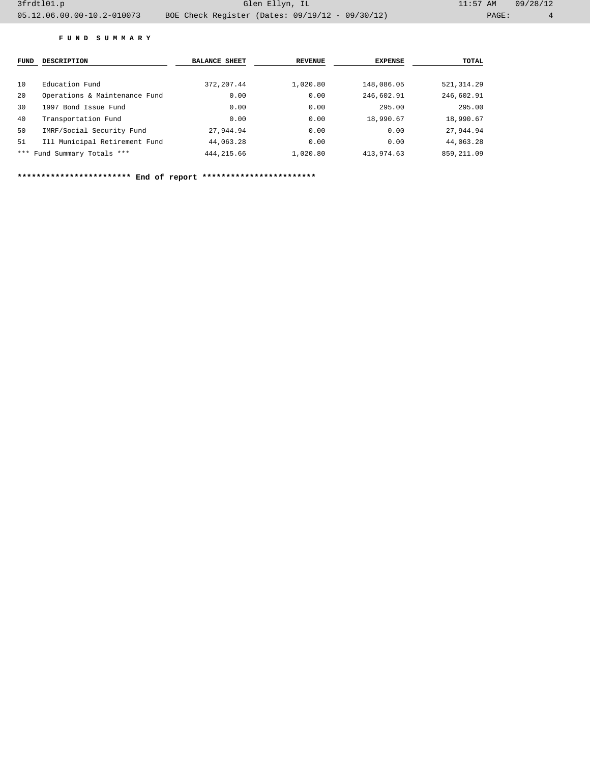**F U N D   S U M M A R Y**

| FUND | DESCRIPTION | BALANCE SHEET | REVENUE | EXPENSE | TOTAL |
|---|---|---|---|---|---|
| 10 | Education Fund | 372,207.44 | 1,020.80 | 148,086.05 | 521,314.29 |
| 20 | Operations & Maintenance Fund | 0.00 | 0.00 | 246,602.91 | 246,602.91 |
| 30 | 1997 Bond Issue Fund | 0.00 | 0.00 | 295.00 | 295.00 |
| 40 | Transportation Fund | 0.00 | 0.00 | 18,990.67 | 18,990.67 |
| 50 | IMRF/Social Security Fund | 27,944.94 | 0.00 | 0.00 | 27,944.94 |
| 51 | Ill Municipal Retirement Fund | 44,063.28 | 0.00 | 0.00 | 44,063.28 |
| *** Fund Summary Totals *** | | 444,215.66 | 1,020.80 | 413,974.63 | 859,211.09 |

**************************** End of report ****************************